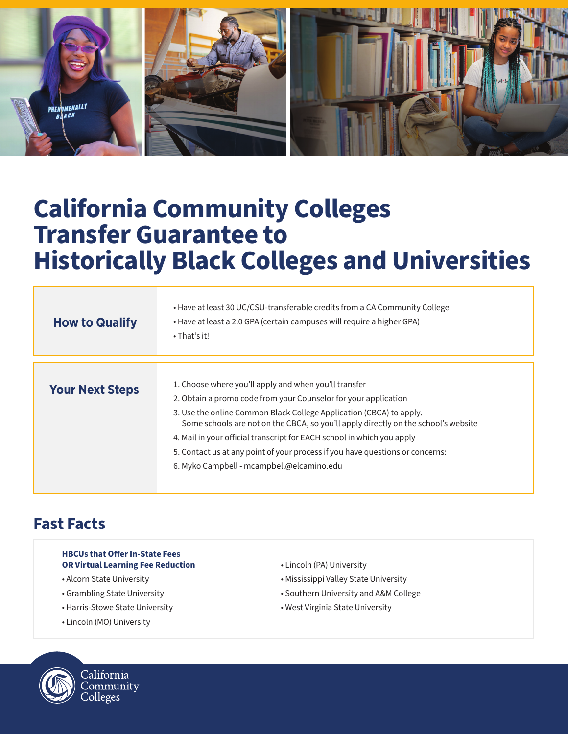# California Community Colleges Transfer Guarantee to Historically Black Colleges and Universities

## How to Qualify

- Have at least 30 UC/CSU-transferable credits from a CA Community College
- Have at least a 2.0 GPA (certain campuses will require a higher GPA)
- That's it!

## Your Next Steps

1. Choose where you'll apply and when you'll transfer
2. Obtain a promo code from your Counselor for your application
3. Use the online Common Black College Application (CBCA) to apply. Some schools are not on the CBCA, so you'll apply directly on the school's website
4. Mail in your official transcript for EACH school in which you apply
5. Contact us at any point of your process if you have questions or concerns:
6. Myko Campbell - mcampbell@elcamino.edu

## Fast Facts

**HBCUs that Offer In-State Fees OR Virtual Learning Fee Reduction**

- Alcorn State University
- Grambling State University
- Harris-Stowe State University
- Lincoln (MO) University
- Lincoln (PA) University
- Mississippi Valley State University
- Southern University and A&M College
- West Virginia State University

California Community Colleges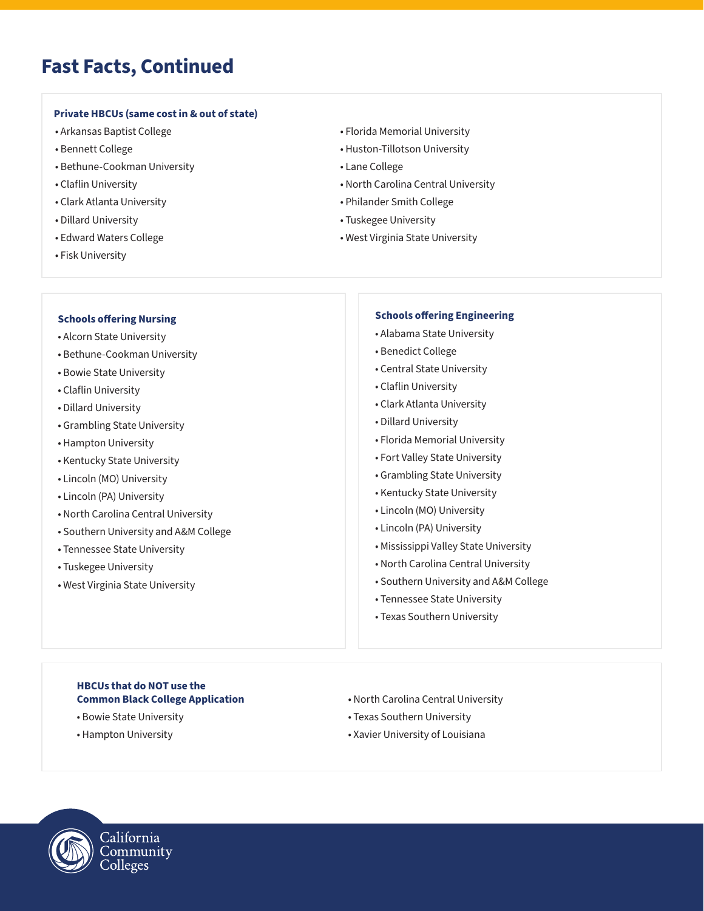# Fast Facts, Continued

**Private HBCUs (same cost in & out of state)**

- Arkansas Baptist College
- Bennett College
- Bethune-Cookman University
- Claflin University
- Clark Atlanta University
- Dillard University
- Edward Waters College
- Fisk University
- Florida Memorial University
- Huston-Tillotson University
- Lane College
- North Carolina Central University
- Philander Smith College
- Tuskegee University
- West Virginia State University

**Schools offering Nursing**

- Alcorn State University
- Bethune-Cookman University
- Bowie State University
- Claflin University
- Dillard University
- Grambling State University
- Hampton University
- Kentucky State University
- Lincoln (MO) University
- Lincoln (PA) University
- North Carolina Central University
- Southern University and A&M College
- Tennessee State University
- Tuskegee University
- West Virginia State University

**Schools offering Engineering**

- Alabama State University
- Benedict College
- Central State University
- Claflin University
- Clark Atlanta University
- Dillard University
- Florida Memorial University
- Fort Valley State University
- Grambling State University
- Kentucky State University
- Lincoln (MO) University
- Lincoln (PA) University
- Mississippi Valley State University
- North Carolina Central University
- Southern University and A&M College
- Tennessee State University
- Texas Southern University

**HBCUs that do NOT use the Common Black College Application**

- Bowie State University
- Hampton University
- North Carolina Central University
- Texas Southern University
- Xavier University of Louisiana

California Community Colleges